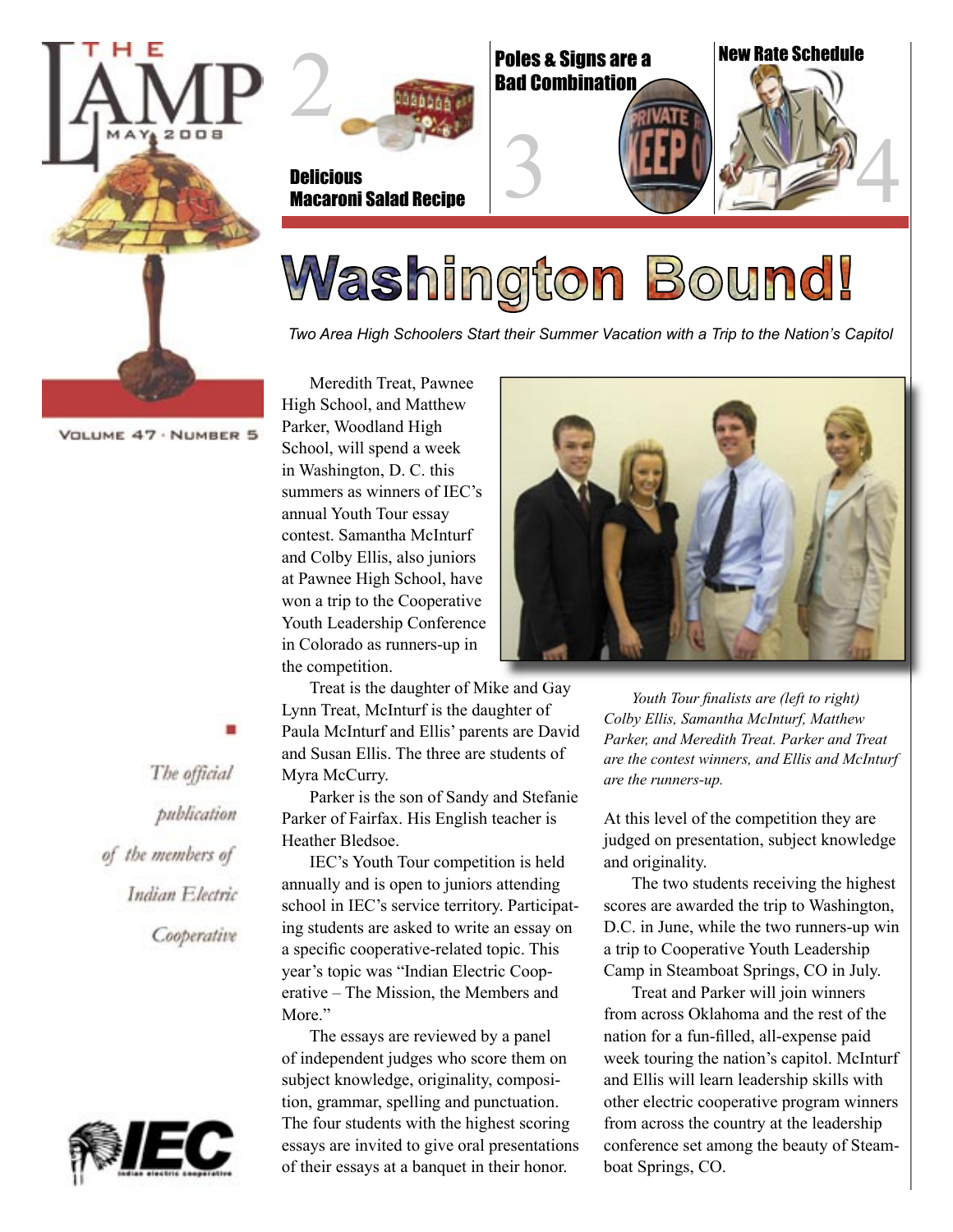# THE LAMP

MAY 2008

VOLUME 47 · NUMBER 5

2 **Delicious Macaroni Salad Recipe**

3 **Poles & Signs are a Bad Combination**

4 **New Rate Schedule**

# Washington Bound!

*Two Area High Schoolers Start their Summer Vacation with a Trip to the Nation's Capitol*

Meredith Treat, Pawnee High School, and Matthew Parker, Woodland High School, will spend a week in Washington, D. C. this summers as winners of IEC's annual Youth Tour essay contest. Samantha McInturf and Colby Ellis, also juniors at Pawnee High School, have won a trip to the Cooperative Youth Leadership Conference in Colorado as runners-up in the competition.

Treat is the daughter of Mike and Gay Lynn Treat, McInturf is the daughter of Paula McInturf and Ellis' parents are David and Susan Ellis. The three are students of Myra McCurry.

Parker is the son of Sandy and Stefanie Parker of Fairfax. His English teacher is Heather Bledsoe.

IEC's Youth Tour competition is held annually and is open to juniors attending school in IEC's service territory. Participating students are asked to write an essay on a specific cooperative-related topic. This year's topic was "Indian Electric Cooperative – The Mission, the Members and More."

The essays are reviewed by a panel of independent judges who score them on subject knowledge, originality, composition, grammar, spelling and punctuation. The four students with the highest scoring essays are invited to give oral presentations of their essays at a banquet in their honor.

*Youth Tour finalists are (left to right) Colby Ellis, Samantha McInturf, Matthew Parker, and Meredith Treat. Parker and Treat are the contest winners, and Ellis and McInturf are the runners-up.*

At this level of the competition they are judged on presentation, subject knowledge and originality.

The two students receiving the highest scores are awarded the trip to Washington, D.C. in June, while the two runners-up win a trip to Cooperative Youth Leadership Camp in Steamboat Springs, CO in July.

Treat and Parker will join winners from across Oklahoma and the rest of the nation for a fun-filled, all-expense paid week touring the nation's capitol. McInturf and Ellis will learn leadership skills with other electric cooperative program winners from across the country at the leadership conference set among the beauty of Steamboat Springs, CO.

*The official publication of the members of Indian Electric Cooperative*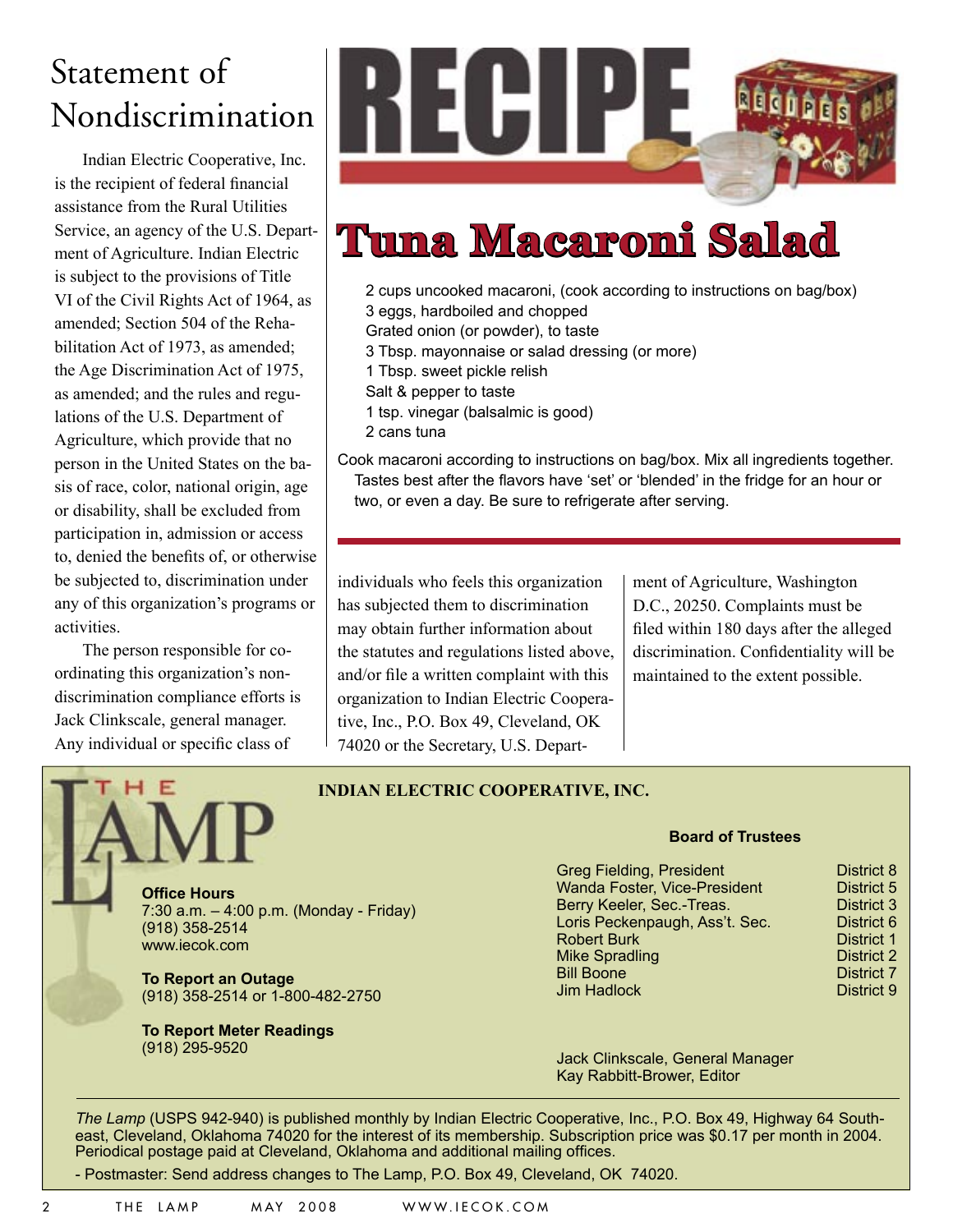# Statement of Nondiscrimination

Indian Electric Cooperative, Inc. is the recipient of federal financial assistance from the Rural Utilities Service, an agency of the U.S. Department of Agriculture. Indian Electric is subject to the provisions of Title VI of the Civil Rights Act of 1964, as amended; Section 504 of the Rehabilitation Act of 1973, as amended; the Age Discrimination Act of 1975, as amended; and the rules and regulations of the U.S. Department of Agriculture, which provide that no person in the United States on the basis of race, color, national origin, age or disability, shall be excluded from participation in, admission or access to, denied the benefits of, or otherwise be subjected to, discrimination under any of this organization's programs or activities.

The person responsible for coordinating this organization's nondiscrimination compliance efforts is Jack Clinkscale, general manager. Any individual or specific class of individuals who feels this organization has subjected them to discrimination may obtain further information about the statutes and regulations listed above, and/or file a written complaint with this organization to Indian Electric Cooperative, Inc., P.O. Box 49, Cleveland, OK 74020 or the Secretary, U.S. Department of Agriculture, Washington D.C., 20250. Complaints must be filed within 180 days after the alleged discrimination. Confidentiality will be maintained to the extent possible.

# RECIPE

## Tuna Macaroni Salad

- 2 cups uncooked macaroni, (cook according to instructions on bag/box)
- 3 eggs, hardboiled and chopped
- Grated onion (or powder), to taste
- 3 Tbsp. mayonnaise or salad dressing (or more)
- 1 Tbsp. sweet pickle relish
- Salt & pepper to taste
- 1 tsp. vinegar (balsalmic is good)
- 2 cans tuna

Cook macaroni according to instructions on bag/box. Mix all ingredients together. Tastes best after the flavors have 'set' or 'blended' in the fridge for an hour or two, or even a day. Be sure to refrigerate after serving.

---

# THE LAMP

**INDIAN ELECTRIC COOPERATIVE, INC.**

**Office Hours**
7:30 a.m. – 4:00 p.m. (Monday - Friday)
(918) 358-2514
www.iecok.com

**To Report an Outage**
(918) 358-2514 or 1-800-482-2750

**To Report Meter Readings**
(918) 295-9520

**Board of Trustees**

| Name | District |
|---|---|
| Greg Fielding, President | District 8 |
| Wanda Foster, Vice-President | District 5 |
| Berry Keeler, Sec.-Treas. | District 3 |
| Loris Peckenpaugh, Ass't. Sec. | District 6 |
| Robert Burk | District 1 |
| Mike Spradling | District 2 |
| Bill Boone | District 7 |
| Jim Hadlock | District 9 |

Jack Clinkscale, General Manager
Kay Rabbitt-Brower, Editor

*The Lamp* (USPS 942-940) is published monthly by Indian Electric Cooperative, Inc., P.O. Box 49, Highway 64 Southeast, Cleveland, Oklahoma 74020 for the interest of its membership. Subscription price was $0.17 per month in 2004. Periodical postage paid at Cleveland, Oklahoma and additional mailing offices.

- Postmaster: Send address changes to The Lamp, P.O. Box 49, Cleveland, OK 74020.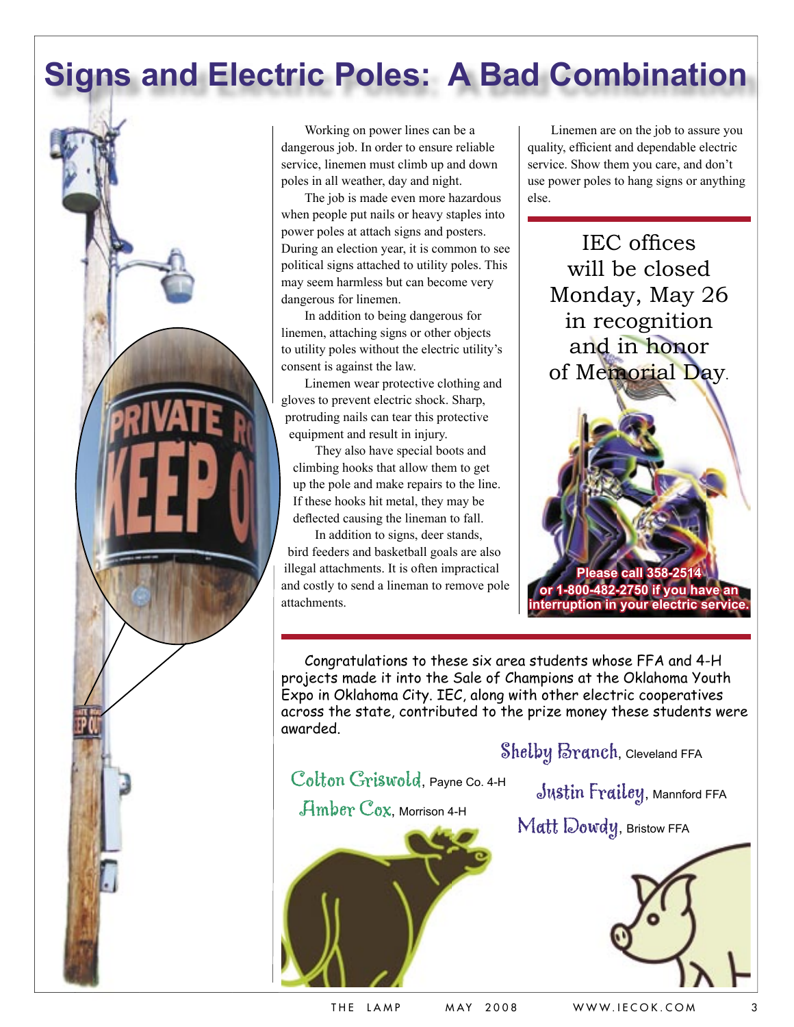# Signs and Electric Poles: A Bad Combination

Working on power lines can be a dangerous job. In order to ensure reliable service, linemen must climb up and down poles in all weather, day and night.

The job is made even more hazardous when people put nails or heavy staples into power poles at attach signs and posters. During an election year, it is common to see political signs attached to utility poles. This may seem harmless but can become very dangerous for linemen.

In addition to being dangerous for linemen, attaching signs or other objects to utility poles without the electric utility's consent is against the law.

Linemen wear protective clothing and gloves to prevent electric shock. Sharp, protruding nails can tear this protective equipment and result in injury.

They also have special boots and climbing hooks that allow them to get up the pole and make repairs to the line. If these hooks hit metal, they may be deflected causing the lineman to fall.

In addition to signs, deer stands, bird feeders and basketball goals are also illegal attachments. It is often impractical and costly to send a lineman to remove pole attachments.

Linemen are on the job to assure you quality, efficient and dependable electric service. Show them you care, and don't use power poles to hang signs or anything else.

---

IEC offices will be closed Monday, May 26 in recognition and in honor of Memorial Day.

**Please call 358-2514 or 1-800-482-2750 if you have an interruption in your electric service.**

---

Congratulations to these six area students whose FFA and 4-H projects made it into the Sale of Champions at the Oklahoma Youth Expo in Oklahoma City. IEC, along with other electric cooperatives across the state, contributed to the prize money these students were awarded.

- Colton Griswold, Payne Co. 4-H
- Amber Cox, Morrison 4-H
- Shelby Branch, Cleveland FFA
- Justin Frailey, Mannford FFA
- Matt Dowdy, Bristow FFA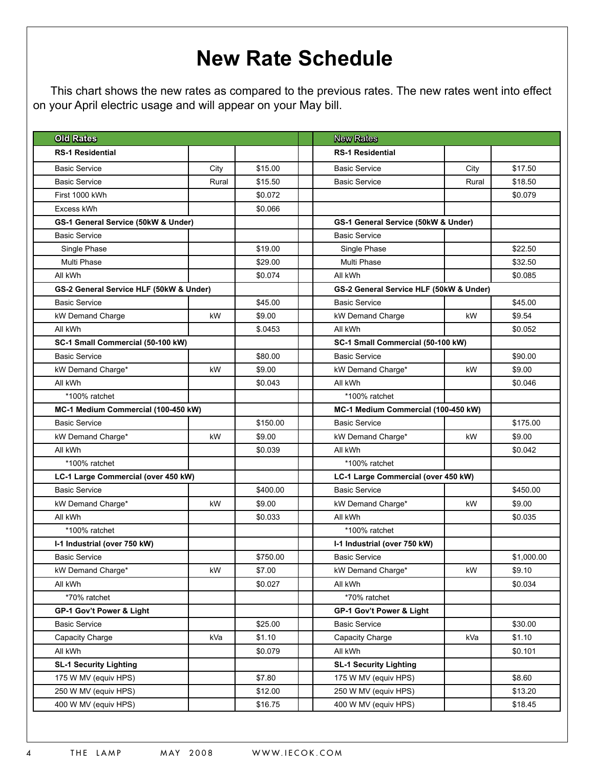# New Rate Schedule

This chart shows the new rates as compared to the previous rates. The new rates went into effect on your April electric usage and will appear on your May bill.

| Old Rates | | | | New Rates | | |
|---|---|---|---|---|---|---|
| **RS-1 Residential** | | | | **RS-1 Residential** | | |
| Basic Service | City | $15.00 | | Basic Service | City | $17.50 |
| Basic Service | Rural | $15.50 | | Basic Service | Rural | $18.50 |
| First 1000 kWh | | $0.072 | | | | $0.079 |
| Excess kWh | | $0.066 | | | | |
| **GS-1 General Service (50kW & Under)** | | | | **GS-1 General Service (50kW & Under)** | | |
| Basic Service | | | | Basic Service | | |
| Single Phase | | $19.00 | | Single Phase | | $22.50 |
| Multi Phase | | $29.00 | | Multi Phase | | $32.50 |
| All kWh | | $0.074 | | All kWh | | $0.085 |
| **GS-2 General Service HLF (50kW & Under)** | | | | **GS-2 General Service HLF (50kW & Under)** | | |
| Basic Service | | $45.00 | | Basic Service | | $45.00 |
| kW Demand Charge | kW | $9.00 | | kW Demand Charge | kW | $9.54 |
| All kWh | | $.0453 | | All kWh | | $0.052 |
| **SC-1 Small Commercial (50-100 kW)** | | | | **SC-1 Small Commercial (50-100 kW)** | | |
| Basic Service | | $80.00 | | Basic Service | | $90.00 |
| kW Demand Charge* | kW | $9.00 | | kW Demand Charge* | kW | $9.00 |
| All kWh | | $0.043 | | All kWh | | $0.046 |
| *100% ratchet | | | | *100% ratchet | | |
| **MC-1 Medium Commercial (100-450 kW)** | | | | **MC-1 Medium Commercial (100-450 kW)** | | |
| Basic Service | | $150.00 | | Basic Service | | $175.00 |
| kW Demand Charge* | kW | $9.00 | | kW Demand Charge* | kW | $9.00 |
| All kWh | | $0.039 | | All kWh | | $0.042 |
| *100% ratchet | | | | *100% ratchet | | |
| **LC-1 Large Commercial (over 450 kW)** | | | | **LC-1 Large Commercial (over 450 kW)** | | |
| Basic Service | | $400.00 | | Basic Service | | $450.00 |
| kW Demand Charge* | kW | $9.00 | | kW Demand Charge* | kW | $9.00 |
| All kWh | | $0.033 | | All kWh | | $0.035 |
| *100% ratchet | | | | *100% ratchet | | |
| **I-1 Industrial (over 750 kW)** | | | | **I-1 Industrial (over 750 kW)** | | |
| Basic Service | | $750.00 | | Basic Service | | $1,000.00 |
| kW Demand Charge* | kW | $7.00 | | kW Demand Charge* | kW | $9.10 |
| All kWh | | $0.027 | | All kWh | | $0.034 |
| *70% ratchet | | | | *70% ratchet | | |
| **GP-1 Gov't Power & Light** | | | | **GP-1 Gov't Power & Light** | | |
| Basic Service | | $25.00 | | Basic Service | | $30.00 |
| Capacity Charge | kVa | $1.10 | | Capacity Charge | kVa | $1.10 |
| All kWh | | $0.079 | | All kWh | | $0.101 |
| **SL-1 Security Lighting** | | | | **SL-1 Security Lighting** | | |
| 175 W MV (equiv HPS) | | $7.80 | | 175 W MV (equiv HPS) | | $8.60 |
| 250 W MV (equiv HPS) | | $12.00 | | 250 W MV (equiv HPS) | | $13.20 |
| 400 W MV (equiv HPS) | | $16.75 | | 400 W MV (equiv HPS) | | $18.45 |